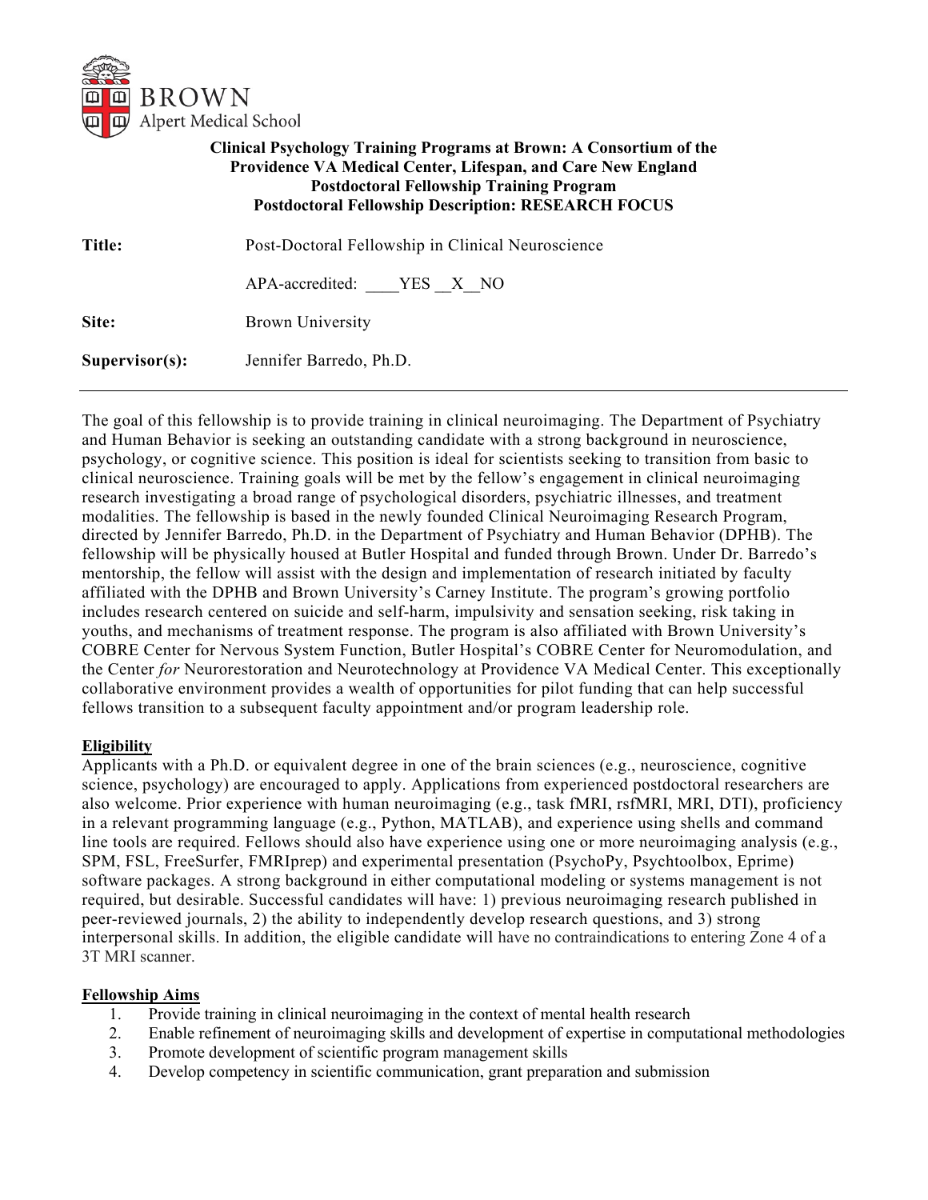BROWN
Alert Medical School

**Clinical Psychology Training Programs at Brown: A Consortium of the Providence VA Medical Center, Lifespan, and Care New England**
**Postdoctoral Fellowship Training Program**
**Postdoctoral Fellowship Description: RESEARCH FOCUS**

| | |
|---|---|
| **Title:** | Post-Doctoral Fellowship in Clinical Neuroscience |
| | APA-accredited: ____YES __X__NO |
| **Site:** | Brown University |
| **Supervisor(s):** | Jennifer Barredo, Ph.D. |

---

The goal of this fellowship is to provide training in clinical neuroimaging. The Department of Psychiatry and Human Behavior is seeking an outstanding candidate with a strong background in neuroscience, psychology, or cognitive science. This position is ideal for scientists seeking to transition from basic to clinical neuroscience. Training goals will be met by the fellow's engagement in clinical neuroimaging research investigating a broad range of psychological disorders, psychiatric illnesses, and treatment modalities. The fellowship is based in the newly founded Clinical Neuroimaging Research Program, directed by Jennifer Barredo, Ph.D. in the Department of Psychiatry and Human Behavior (DPHB). The fellowship will be physically housed at Butler Hospital and funded through Brown. Under Dr. Barredo's mentorship, the fellow will assist with the design and implementation of research initiated by faculty affiliated with the DPHB and Brown University's Carney Institute. The program's growing portfolio includes research centered on suicide and self-harm, impulsivity and sensation seeking, risk taking in youths, and mechanisms of treatment response. The program is also affiliated with Brown University's COBRE Center for Nervous System Function, Butler Hospital's COBRE Center for Neuromodulation, and the Center *for* Neurorestoration and Neurotechnology at Providence VA Medical Center. This exceptionally collaborative environment provides a wealth of opportunities for pilot funding that can help successful fellows transition to a subsequent faculty appointment and/or program leadership role.

**Eligibility**

Applicants with a Ph.D. or equivalent degree in one of the brain sciences (e.g., neuroscience, cognitive science, psychology) are encouraged to apply. Applications from experienced postdoctoral researchers are also welcome. Prior experience with human neuroimaging (e.g., task fMRI, rsfMRI, MRI, DTI), proficiency in a relevant programming language (e.g., Python, MATLAB), and experience using shells and command line tools are required. Fellows should also have experience using one or more neuroimaging analysis (e.g., SPM, FSL, FreeSurfer, FMRIprep) and experimental presentation (PsychoPy, Psychtoolbox, Eprime) software packages. A strong background in either computational modeling or systems management is not required, but desirable. Successful candidates will have: 1) previous neuroimaging research published in peer-reviewed journals, 2) the ability to independently develop research questions, and 3) strong interpersonal skills. In addition, the eligible candidate will have no contraindications to entering Zone 4 of a 3T MRI scanner.

**Fellowship Aims**

1. Provide training in clinical neuroimaging in the context of mental health research
2. Enable refinement of neuroimaging skills and development of expertise in computational methodologies
3. Promote development of scientific program management skills
4. Develop competency in scientific communication, grant preparation and submission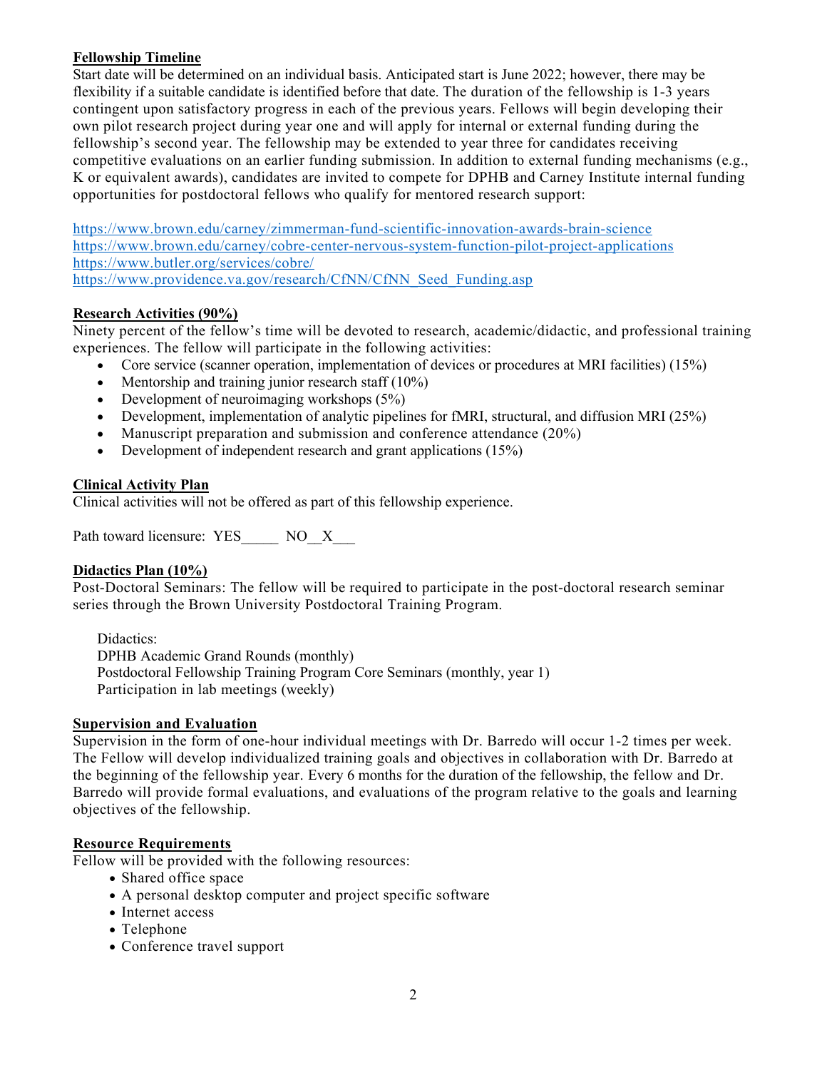## Fellowship Timeline

Start date will be determined on an individual basis. Anticipated start is June 2022; however, there may be flexibility if a suitable candidate is identified before that date. The duration of the fellowship is 1-3 years contingent upon satisfactory progress in each of the previous years. Fellows will begin developing their own pilot research project during year one and will apply for internal or external funding during the fellowship's second year. The fellowship may be extended to year three for candidates receiving competitive evaluations on an earlier funding submission. In addition to external funding mechanisms (e.g., K or equivalent awards), candidates are invited to compete for DPHB and Carney Institute internal funding opportunities for postdoctoral fellows who qualify for mentored research support:

https://www.brown.edu/carney/zimmerman-fund-scientific-innovation-awards-brain-science
https://www.brown.edu/carney/cobre-center-nervous-system-function-pilot-project-applications
https://www.butler.org/services/cobre/
https://www.providence.va.gov/research/CfNN/CfNN_Seed_Funding.asp

## Research Activities (90%)

Ninety percent of the fellow's time will be devoted to research, academic/didactic, and professional training experiences. The fellow will participate in the following activities:

- Core service (scanner operation, implementation of devices or procedures at MRI facilities) (15%)
- Mentorship and training junior research staff (10%)
- Development of neuroimaging workshops (5%)
- Development, implementation of analytic pipelines for fMRI, structural, and diffusion MRI (25%)
- Manuscript preparation and submission and conference attendance (20%)
- Development of independent research and grant applications (15%)

## Clinical Activity Plan

Clinical activities will not be offered as part of this fellowship experience.

Path toward licensure: YES_____ NO__X___

## Didactics Plan (10%)

Post-Doctoral Seminars: The fellow will be required to participate in the post-doctoral research seminar series through the Brown University Postdoctoral Training Program.

Didactics:
DPHB Academic Grand Rounds (monthly)
Postdoctoral Fellowship Training Program Core Seminars (monthly, year 1)
Participation in lab meetings (weekly)

## Supervision and Evaluation

Supervision in the form of one-hour individual meetings with Dr. Barredo will occur 1-2 times per week. The Fellow will develop individualized training goals and objectives in collaboration with Dr. Barredo at the beginning of the fellowship year. Every 6 months for the duration of the fellowship, the fellow and Dr. Barredo will provide formal evaluations, and evaluations of the program relative to the goals and learning objectives of the fellowship.

## Resource Requirements

Fellow will be provided with the following resources:

- Shared office space
- A personal desktop computer and project specific software
- Internet access
- Telephone
- Conference travel support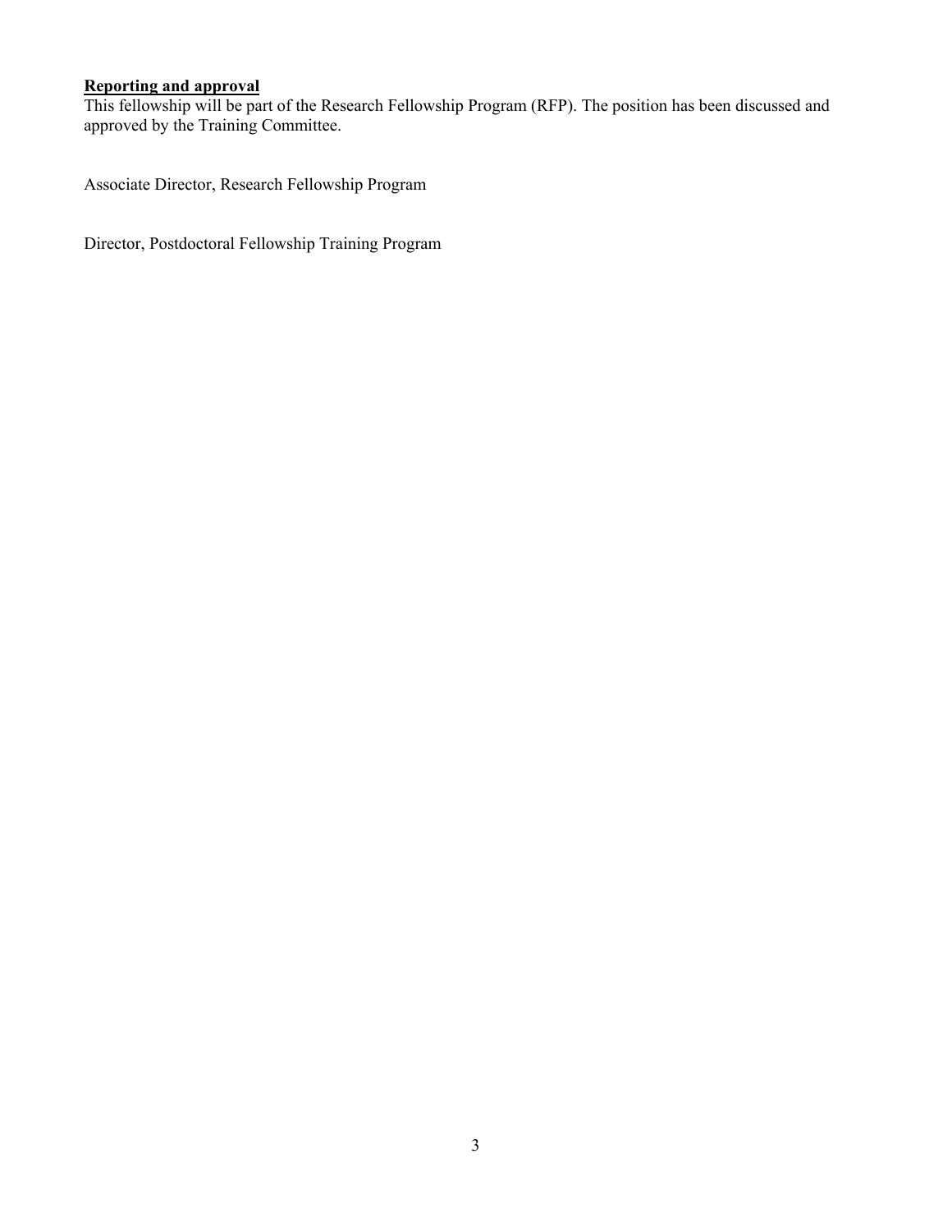**Reporting and approval**

This fellowship will be part of the Research Fellowship Program (RFP). The position has been discussed and approved by the Training Committee.

Associate Director, Research Fellowship Program

Director, Postdoctoral Fellowship Training Program